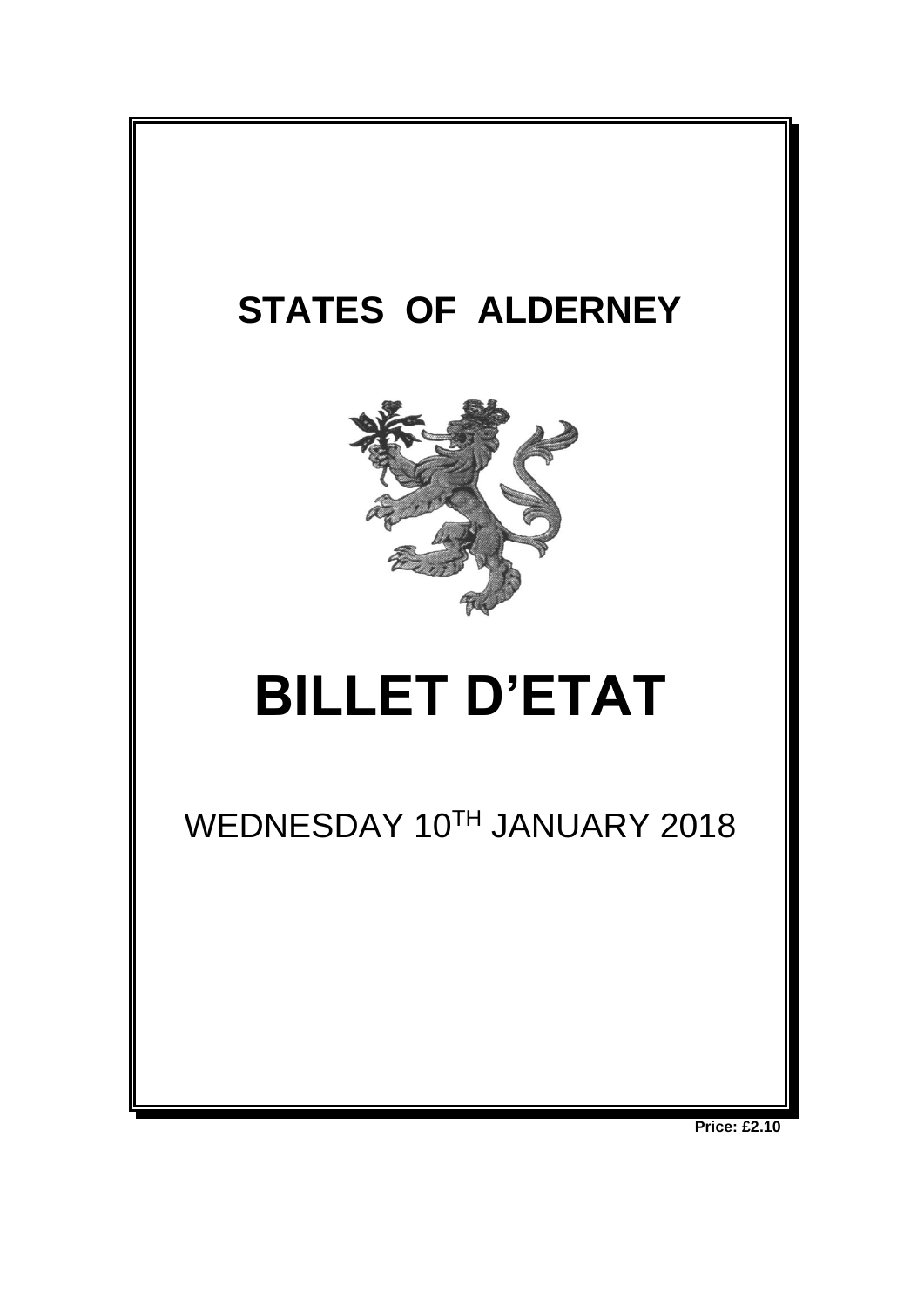# STATES OF ALDERNEY

# BILLET D'ETAT

WEDNESDAY 10TH JANUARY 2018

**Price: £2.10**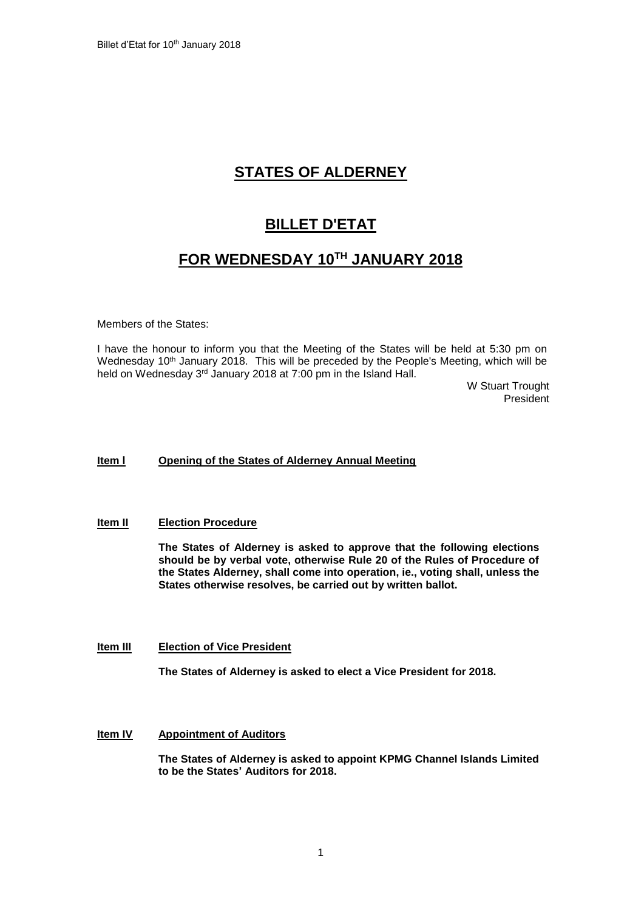# STATES OF ALDERNEY

# BILLET D'ETAT

# FOR WEDNESDAY 10TH JANUARY 2018

Members of the States:

I have the honour to inform you that the Meeting of the States will be held at 5:30 pm on Wednesday 10th January 2018. This will be preceded by the People's Meeting, which will be held on Wednesday 3rd January 2018 at 7:00 pm in the Island Hall.

W Stuart Trought
President

**Item I Opening of the States of Alderney Annual Meeting**

**Item II Election Procedure**

**The States of Alderney is asked to approve that the following elections should be by verbal vote, otherwise Rule 20 of the Rules of Procedure of the States Alderney, shall come into operation, ie., voting shall, unless the States otherwise resolves, be carried out by written ballot.**

**Item III Election of Vice President**

**The States of Alderney is asked to elect a Vice President for 2018.**

**Item IV Appointment of Auditors**

**The States of Alderney is asked to appoint KPMG Channel Islands Limited to be the States' Auditors for 2018.**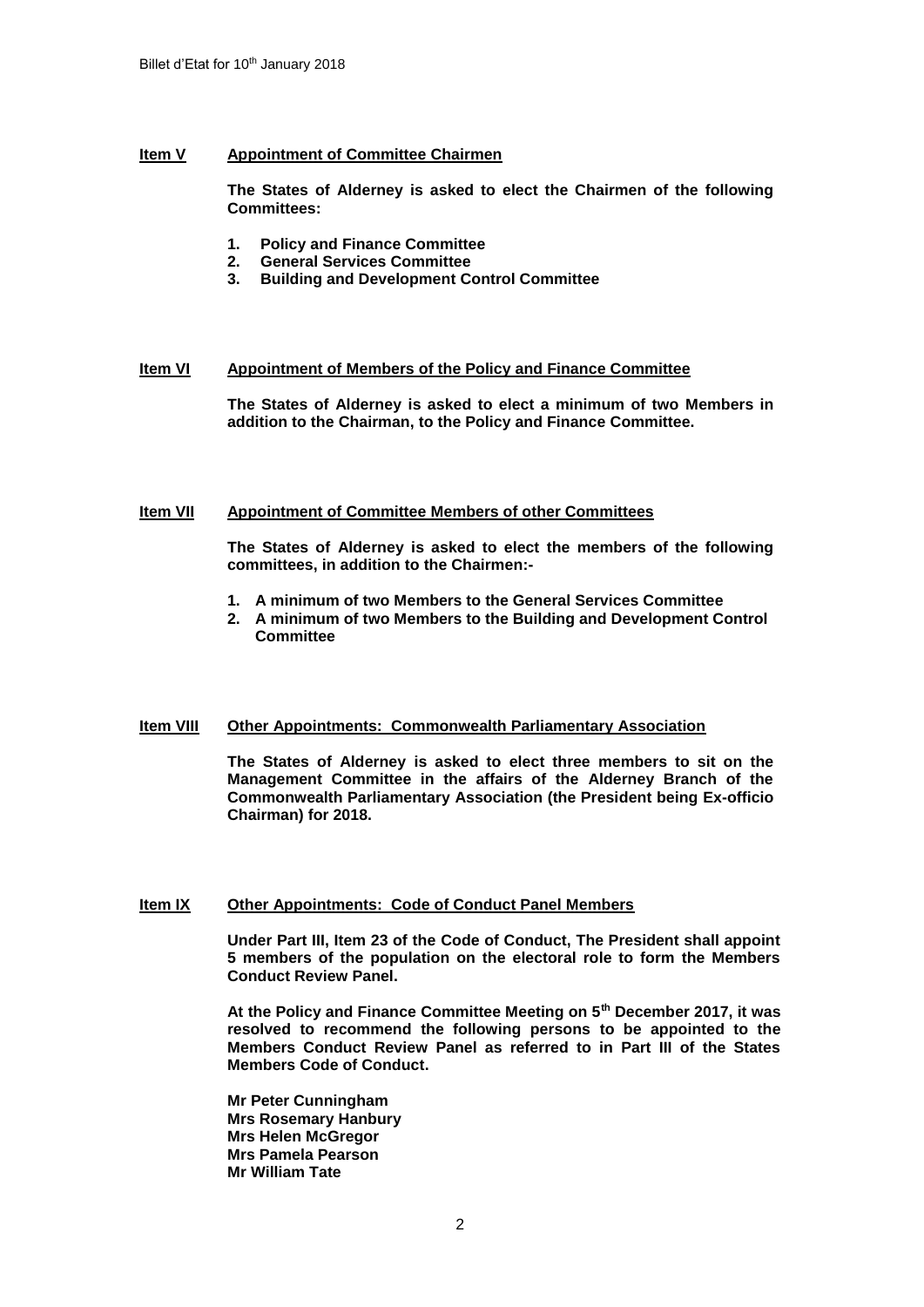**Item V** **Appointment of Committee Chairmen**

**The States of Alderney is asked to elect the Chairmen of the following Committees:**

1. **Policy and Finance Committee**
2. **General Services Committee**
3. **Building and Development Control Committee**

**Item VI** **Appointment of Members of the Policy and Finance Committee**

**The States of Alderney is asked to elect a minimum of two Members in addition to the Chairman, to the Policy and Finance Committee.**

**Item VII** **Appointment of Committee Members of other Committees**

**The States of Alderney is asked to elect the members of the following committees, in addition to the Chairmen:-**

1. **A minimum of two Members to the General Services Committee**
2. **A minimum of two Members to the Building and Development Control Committee**

**Item VIII** **Other Appointments: Commonwealth Parliamentary Association**

**The States of Alderney is asked to elect three members to sit on the Management Committee in the affairs of the Alderney Branch of the Commonwealth Parliamentary Association (the President being Ex-officio Chairman) for 2018.**

**Item IX** **Other Appointments: Code of Conduct Panel Members**

**Under Part III, Item 23 of the Code of Conduct, The President shall appoint 5 members of the population on the electoral role to form the Members Conduct Review Panel.**

**At the Policy and Finance Committee Meeting on 5th December 2017, it was resolved to recommend the following persons to be appointed to the Members Conduct Review Panel as referred to in Part III of the States Members Code of Conduct.**

**Mr Peter Cunningham**
**Mrs Rosemary Hanbury**
**Mrs Helen McGregor**
**Mrs Pamela Pearson**
**Mr William Tate**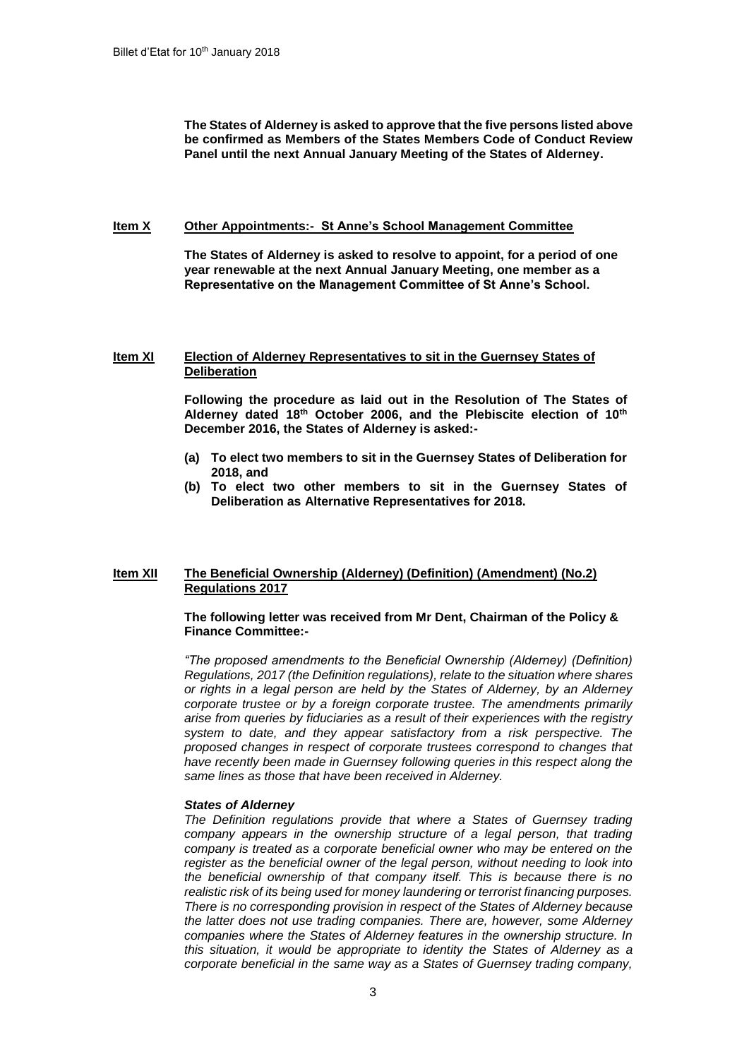**The States of Alderney is asked to approve that the five persons listed above be confirmed as Members of the States Members Code of Conduct Review Panel until the next Annual January Meeting of the States of Alderney.**

**Item X** **Other Appointments:- St Anne's School Management Committee**

**The States of Alderney is asked to resolve to appoint, for a period of one year renewable at the next Annual January Meeting, one member as a Representative on the Management Committee of St Anne's School.**

**Item XI** **Election of Alderney Representatives to sit in the Guernsey States of Deliberation**

**Following the procedure as laid out in the Resolution of The States of Alderney dated 18th October 2006, and the Plebiscite election of 10th December 2016, the States of Alderney is asked:-**

- **(a) To elect two members to sit in the Guernsey States of Deliberation for 2018, and**
- **(b) To elect two other members to sit in the Guernsey States of Deliberation as Alternative Representatives for 2018.**

**Item XII** **The Beneficial Ownership (Alderney) (Definition) (Amendment) (No.2) Regulations 2017**

**The following letter was received from Mr Dent, Chairman of the Policy & Finance Committee:-**

*"The proposed amendments to the Beneficial Ownership (Alderney) (Definition) Regulations, 2017 (the Definition regulations), relate to the situation where shares or rights in a legal person are held by the States of Alderney, by an Alderney corporate trustee or by a foreign corporate trustee. The amendments primarily arise from queries by fiduciaries as a result of their experiences with the registry system to date, and they appear satisfactory from a risk perspective. The proposed changes in respect of corporate trustees correspond to changes that have recently been made in Guernsey following queries in this respect along the same lines as those that have been received in Alderney.*

***States of Alderney***

*The Definition regulations provide that where a States of Guernsey trading company appears in the ownership structure of a legal person, that trading company is treated as a corporate beneficial owner who may be entered on the register as the beneficial owner of the legal person, without needing to look into the beneficial ownership of that company itself. This is because there is no realistic risk of its being used for money laundering or terrorist financing purposes. There is no corresponding provision in respect of the States of Alderney because the latter does not use trading companies. There are, however, some Alderney companies where the States of Alderney features in the ownership structure. In this situation, it would be appropriate to identity the States of Alderney as a corporate beneficial in the same way as a States of Guernsey trading company,*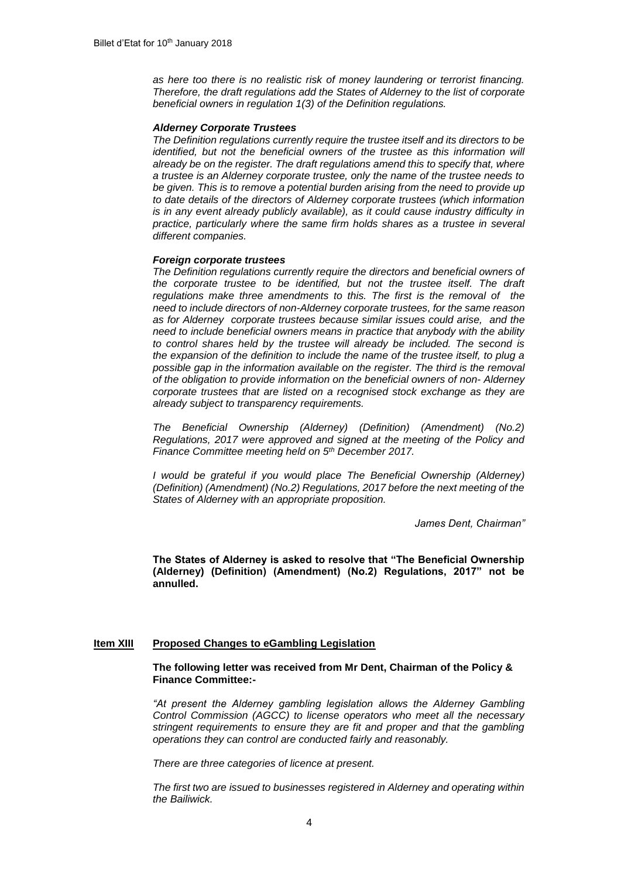*as here too there is no realistic risk of money laundering or terrorist financing. Therefore, the draft regulations add the States of Alderney to the list of corporate beneficial owners in regulation 1(3) of the Definition regulations.*

***Alderney Corporate Trustees***

*The Definition regulations currently require the trustee itself and its directors to be identified, but not the beneficial owners of the trustee as this information will already be on the register. The draft regulations amend this to specify that, where a trustee is an Alderney corporate trustee, only the name of the trustee needs to be given. This is to remove a potential burden arising from the need to provide up to date details of the directors of Alderney corporate trustees (which information is in any event already publicly available), as it could cause industry difficulty in practice, particularly where the same firm holds shares as a trustee in several different companies.*

***Foreign corporate trustees***

*The Definition regulations currently require the directors and beneficial owners of the corporate trustee to be identified, but not the trustee itself. The draft regulations make three amendments to this. The first is the removal of the need to include directors of non-Alderney corporate trustees, for the same reason as for Alderney corporate trustees because similar issues could arise, and the need to include beneficial owners means in practice that anybody with the ability to control shares held by the trustee will already be included. The second is the expansion of the definition to include the name of the trustee itself, to plug a possible gap in the information available on the register. The third is the removal of the obligation to provide information on the beneficial owners of non- Alderney corporate trustees that are listed on a recognised stock exchange as they are already subject to transparency requirements.*

*The Beneficial Ownership (Alderney) (Definition) (Amendment) (No.2) Regulations, 2017 were approved and signed at the meeting of the Policy and Finance Committee meeting held on 5th December 2017.*

*I would be grateful if you would place The Beneficial Ownership (Alderney) (Definition) (Amendment) (No.2) Regulations, 2017 before the next meeting of the States of Alderney with an appropriate proposition.*

*James Dent, Chairman"*

**The States of Alderney is asked to resolve that "The Beneficial Ownership (Alderney) (Definition) (Amendment) (No.2) Regulations, 2017" not be annulled.**

## Item XIII Proposed Changes to eGambling Legislation

**The following letter was received from Mr Dent, Chairman of the Policy & Finance Committee:-**

*"At present the Alderney gambling legislation allows the Alderney Gambling Control Commission (AGCC) to license operators who meet all the necessary stringent requirements to ensure they are fit and proper and that the gambling operations they can control are conducted fairly and reasonably.*

*There are three categories of licence at present.*

*The first two are issued to businesses registered in Alderney and operating within the Bailiwick.*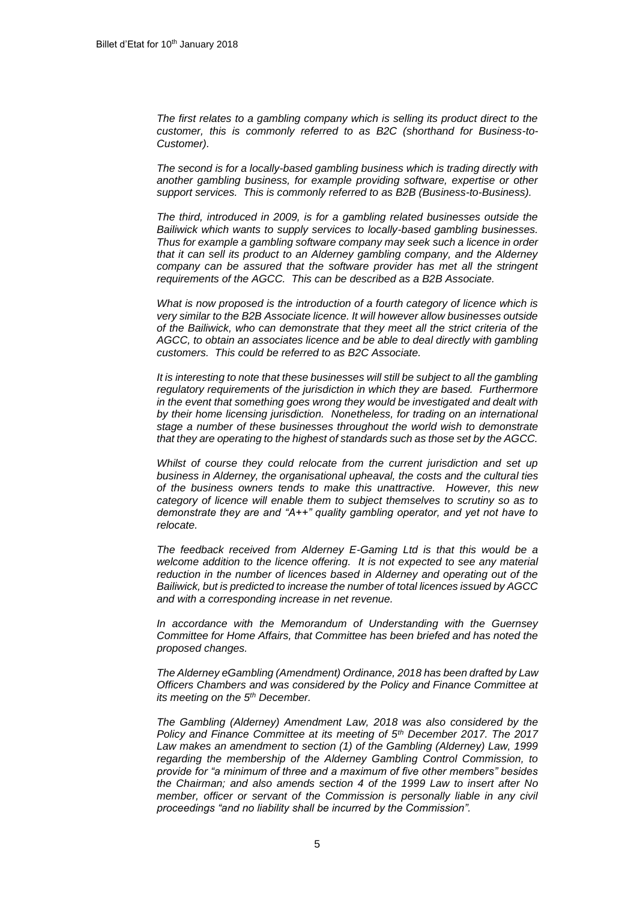*The first relates to a gambling company which is selling its product direct to the customer, this is commonly referred to as B2C (shorthand for Business-to-Customer).*

*The second is for a locally-based gambling business which is trading directly with another gambling business, for example providing software, expertise or other support services. This is commonly referred to as B2B (Business-to-Business).*

*The third, introduced in 2009, is for a gambling related businesses outside the Bailiwick which wants to supply services to locally-based gambling businesses. Thus for example a gambling software company may seek such a licence in order that it can sell its product to an Alderney gambling company, and the Alderney company can be assured that the software provider has met all the stringent requirements of the AGCC. This can be described as a B2B Associate.*

*What is now proposed is the introduction of a fourth category of licence which is very similar to the B2B Associate licence. It will however allow businesses outside of the Bailiwick, who can demonstrate that they meet all the strict criteria of the AGCC, to obtain an associates licence and be able to deal directly with gambling customers. This could be referred to as B2C Associate.*

*It is interesting to note that these businesses will still be subject to all the gambling regulatory requirements of the jurisdiction in which they are based. Furthermore in the event that something goes wrong they would be investigated and dealt with by their home licensing jurisdiction. Nonetheless, for trading on an international stage a number of these businesses throughout the world wish to demonstrate that they are operating to the highest of standards such as those set by the AGCC.*

*Whilst of course they could relocate from the current jurisdiction and set up business in Alderney, the organisational upheaval, the costs and the cultural ties of the business owners tends to make this unattractive. However, this new category of licence will enable them to subject themselves to scrutiny so as to demonstrate they are and "A++" quality gambling operator, and yet not have to relocate.*

*The feedback received from Alderney E-Gaming Ltd is that this would be a welcome addition to the licence offering. It is not expected to see any material reduction in the number of licences based in Alderney and operating out of the Bailiwick, but is predicted to increase the number of total licences issued by AGCC and with a corresponding increase in net revenue.*

*In accordance with the Memorandum of Understanding with the Guernsey Committee for Home Affairs, that Committee has been briefed and has noted the proposed changes.*

*The Alderney eGambling (Amendment) Ordinance, 2018 has been drafted by Law Officers Chambers and was considered by the Policy and Finance Committee at its meeting on the 5th December.*

*The Gambling (Alderney) Amendment Law, 2018 was also considered by the Policy and Finance Committee at its meeting of 5th December 2017. The 2017 Law makes an amendment to section (1) of the Gambling (Alderney) Law, 1999 regarding the membership of the Alderney Gambling Control Commission, to provide for "a minimum of three and a maximum of five other members" besides the Chairman; and also amends section 4 of the 1999 Law to insert after No member, officer or servant of the Commission is personally liable in any civil proceedings "and no liability shall be incurred by the Commission".*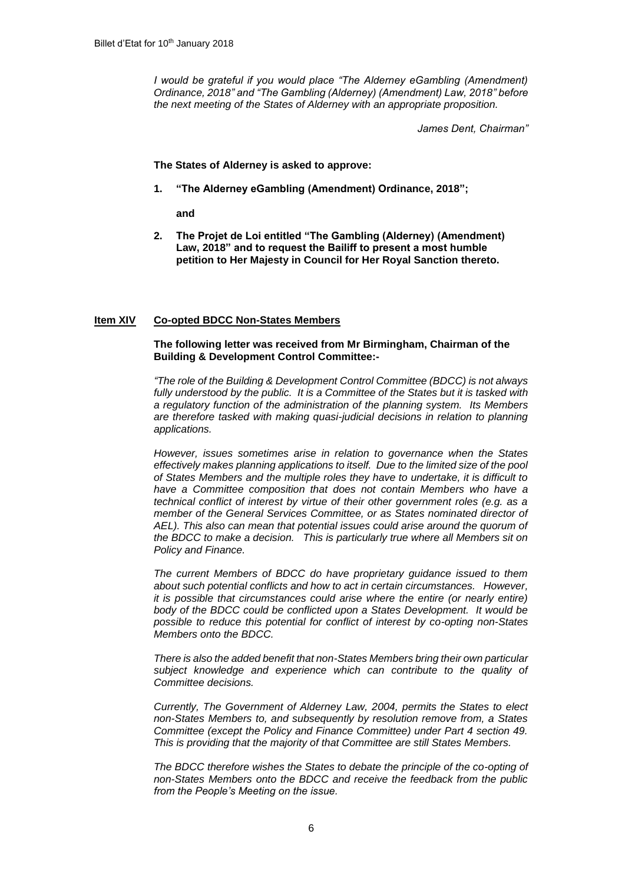*I would be grateful if you would place "The Alderney eGambling (Amendment) Ordinance, 2018" and "The Gambling (Alderney) (Amendment) Law, 2018" before the next meeting of the States of Alderney with an appropriate proposition.*

*James Dent, Chairman"*

**The States of Alderney is asked to approve:**

1. **"The Alderney eGambling (Amendment) Ordinance, 2018";**

   **and**

2. **The Projet de Loi entitled "The Gambling (Alderney) (Amendment) Law, 2018" and to request the Bailiff to present a most humble petition to Her Majesty in Council for Her Royal Sanction thereto.**

## Item XIV Co-opted BDCC Non-States Members

**The following letter was received from Mr Birmingham, Chairman of the Building & Development Control Committee:-**

*"The role of the Building & Development Control Committee (BDCC) is not always fully understood by the public. It is a Committee of the States but it is tasked with a regulatory function of the administration of the planning system. Its Members are therefore tasked with making quasi-judicial decisions in relation to planning applications.*

*However, issues sometimes arise in relation to governance when the States effectively makes planning applications to itself. Due to the limited size of the pool of States Members and the multiple roles they have to undertake, it is difficult to have a Committee composition that does not contain Members who have a technical conflict of interest by virtue of their other government roles (e.g. as a member of the General Services Committee, or as States nominated director of AEL). This also can mean that potential issues could arise around the quorum of the BDCC to make a decision. This is particularly true where all Members sit on Policy and Finance.*

*The current Members of BDCC do have proprietary guidance issued to them about such potential conflicts and how to act in certain circumstances. However, it is possible that circumstances could arise where the entire (or nearly entire) body of the BDCC could be conflicted upon a States Development. It would be possible to reduce this potential for conflict of interest by co-opting non-States Members onto the BDCC.*

*There is also the added benefit that non-States Members bring their own particular subject knowledge and experience which can contribute to the quality of Committee decisions.*

*Currently, The Government of Alderney Law, 2004, permits the States to elect non-States Members to, and subsequently by resolution remove from, a States Committee (except the Policy and Finance Committee) under Part 4 section 49. This is providing that the majority of that Committee are still States Members.*

*The BDCC therefore wishes the States to debate the principle of the co-opting of non-States Members onto the BDCC and receive the feedback from the public from the People's Meeting on the issue.*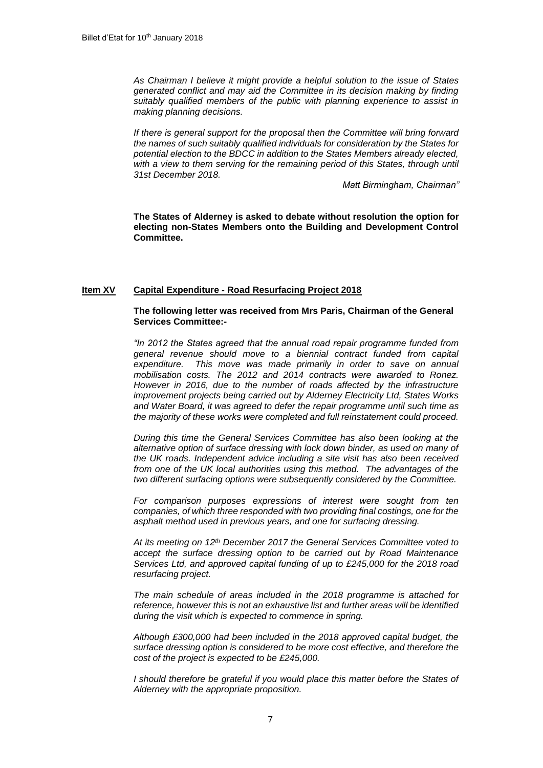*As Chairman I believe it might provide a helpful solution to the issue of States generated conflict and may aid the Committee in its decision making by finding suitably qualified members of the public with planning experience to assist in making planning decisions.*

*If there is general support for the proposal then the Committee will bring forward the names of such suitably qualified individuals for consideration by the States for potential election to the BDCC in addition to the States Members already elected, with a view to them serving for the remaining period of this States, through until 31st December 2018.*

*Matt Birmingham, Chairman"*

**The States of Alderney is asked to debate without resolution the option for electing non-States Members onto the Building and Development Control Committee.**

## Item XV Capital Expenditure - Road Resurfacing Project 2018

**The following letter was received from Mrs Paris, Chairman of the General Services Committee:-**

*"In 2012 the States agreed that the annual road repair programme funded from general revenue should move to a biennial contract funded from capital expenditure. This move was made primarily in order to save on annual mobilisation costs. The 2012 and 2014 contracts were awarded to Ronez. However in 2016, due to the number of roads affected by the infrastructure improvement projects being carried out by Alderney Electricity Ltd, States Works and Water Board, it was agreed to defer the repair programme until such time as the majority of these works were completed and full reinstatement could proceed.*

*During this time the General Services Committee has also been looking at the alternative option of surface dressing with lock down binder, as used on many of the UK roads. Independent advice including a site visit has also been received from one of the UK local authorities using this method. The advantages of the two different surfacing options were subsequently considered by the Committee.*

*For comparison purposes expressions of interest were sought from ten companies, of which three responded with two providing final costings, one for the asphalt method used in previous years, and one for surfacing dressing.*

*At its meeting on 12th December 2017 the General Services Committee voted to accept the surface dressing option to be carried out by Road Maintenance Services Ltd, and approved capital funding of up to £245,000 for the 2018 road resurfacing project.*

*The main schedule of areas included in the 2018 programme is attached for reference, however this is not an exhaustive list and further areas will be identified during the visit which is expected to commence in spring.*

*Although £300,000 had been included in the 2018 approved capital budget, the surface dressing option is considered to be more cost effective, and therefore the cost of the project is expected to be £245,000.*

*I should therefore be grateful if you would place this matter before the States of Alderney with the appropriate proposition.*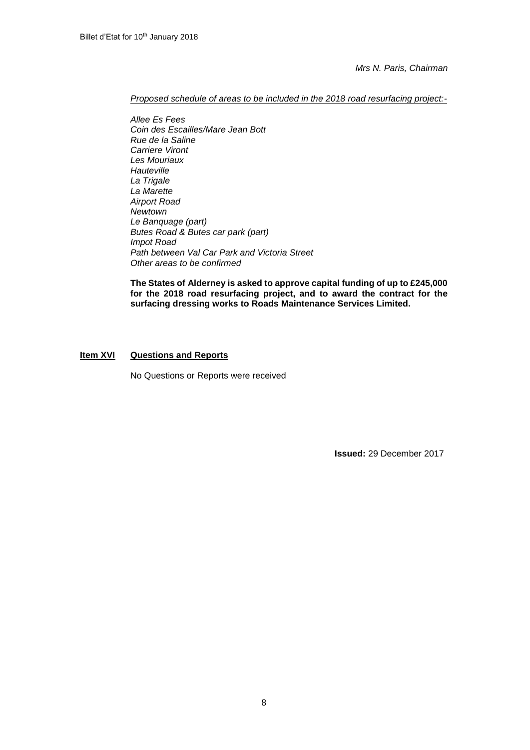*Mrs N. Paris, Chairman*

*Proposed schedule of areas to be included in the 2018 road resurfacing project:-*

*Allee Es Fees*
*Coin des Escailles/Mare Jean Bott*
*Rue de la Saline*
*Carriere Viront*
*Les Mouriaux*
*Hauteville*
*La Trigale*
*La Marette*
*Airport Road*
*Newtown*
*Le Banquage (part)*
*Butes Road & Butes car park (part)*
*Impot Road*
*Path between Val Car Park and Victoria Street*
*Other areas to be confirmed*

**The States of Alderney is asked to approve capital funding of up to £245,000 for the 2018 road resurfacing project, and to award the contract for the surfacing dressing works to Roads Maintenance Services Limited.**

**Item XVI** **Questions and Reports**

No Questions or Reports were received

**Issued:** 29 December 2017